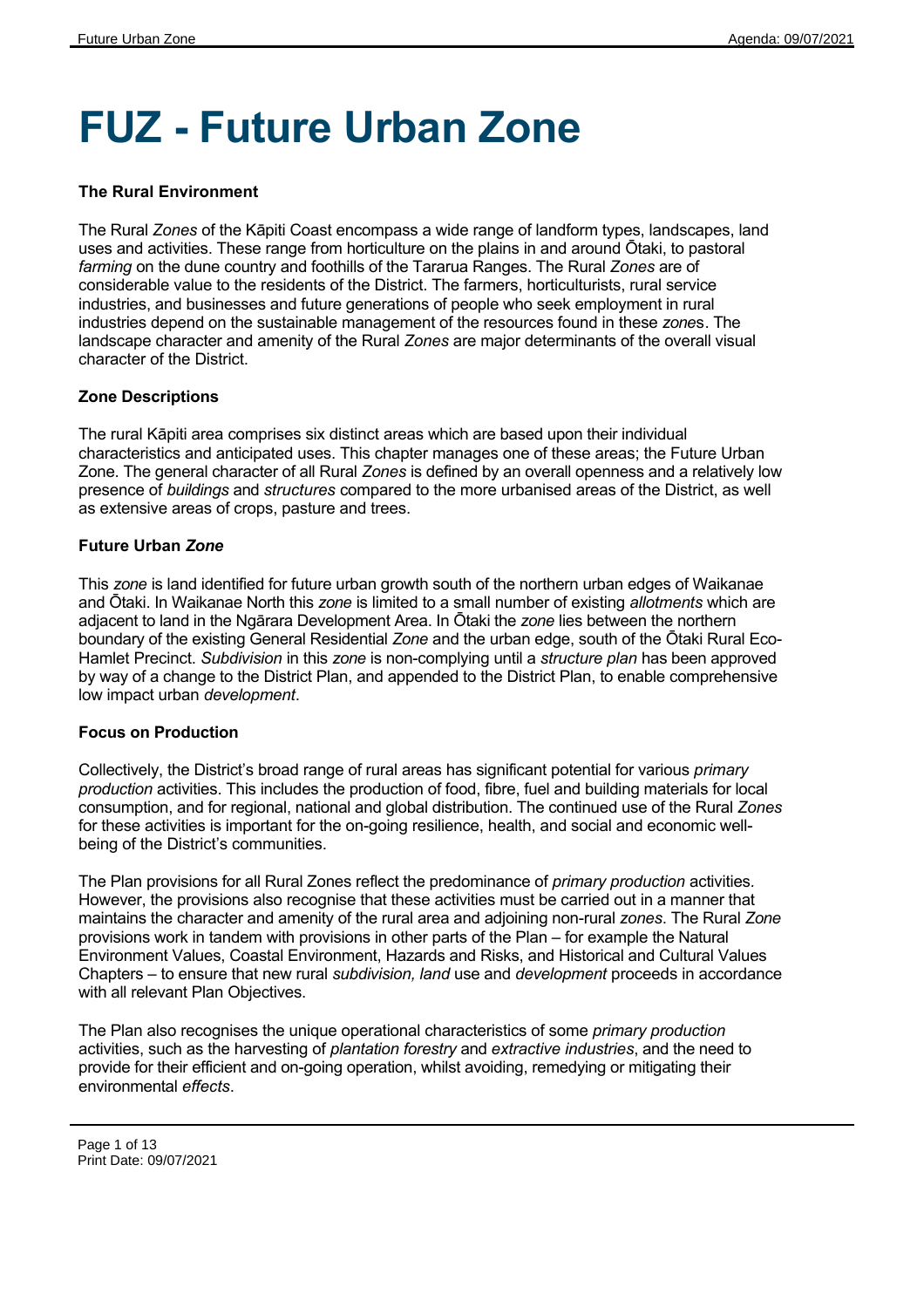# FUZ - Future Urban Zone

### The Rural Environment

The Rural *Zones* of the Kāpiti Coast encompass a wide range of landform types, landscapes, land uses and activities. These range from horticulture on the plains in and around Ōtaki, to pastoral *farming* on the dune country and foothills of the Tararua Ranges. The Rural *Zones* are of considerable value to the residents of the District. The farmers, horticulturists, rural service industries, and businesses and future generations of people who seek employment in rural industries depend on the sustainable management of the resources found in these *zones*. The landscape character and amenity of the Rural *Zones* are major determinants of the overall visual character of the District.

### Zone Descriptions

The rural Kāpiti area comprises six distinct areas which are based upon their individual characteristics and anticipated uses. This chapter manages one of these areas; the Future Urban Zone. The general character of all Rural *Zones* is defined by an overall openness and a relatively low presence of *buildings* and *structures* compared to the more urbanised areas of the District, as well as extensive areas of crops, pasture and trees.

### Future Urban *Zone*

This *zone* is land identified for future urban growth south of the northern urban edges of Waikanae and Ōtaki. In Waikanae North this *zone* is limited to a small number of existing *allotments* which are adjacent to land in the Ngārara Development Area. In Ōtaki the *zone* lies between the northern boundary of the existing General Residential *Zone* and the urban edge, south of the Ōtaki Rural Eco-Hamlet Precinct. *Subdivision* in this *zone* is non-complying until a *structure plan* has been approved by way of a change to the District Plan, and appended to the District Plan, to enable comprehensive low impact urban *development*.

### Focus on Production

Collectively, the District's broad range of rural areas has significant potential for various *primary production* activities. This includes the production of food, fibre, fuel and building materials for local consumption, and for regional, national and global distribution. The continued use of the Rural *Zones* for these activities is important for the on-going resilience, health, and social and economic well-being of the District's communities.

The Plan provisions for all Rural Zones reflect the predominance of *primary production* activities. However, the provisions also recognise that these activities must be carried out in a manner that maintains the character and amenity of the rural area and adjoining non-rural *zones*. The Rural *Zone* provisions work in tandem with provisions in other parts of the Plan – for example the Natural Environment Values, Coastal Environment, Hazards and Risks, and Historical and Cultural Values Chapters – to ensure that new rural *subdivision, land* use and *development* proceeds in accordance with all relevant Plan Objectives.

The Plan also recognises the unique operational characteristics of some *primary production* activities, such as the harvesting of *plantation forestry* and *extractive industries*, and the need to provide for their efficient and on-going operation, whilst avoiding, remedying or mitigating their environmental *effects*.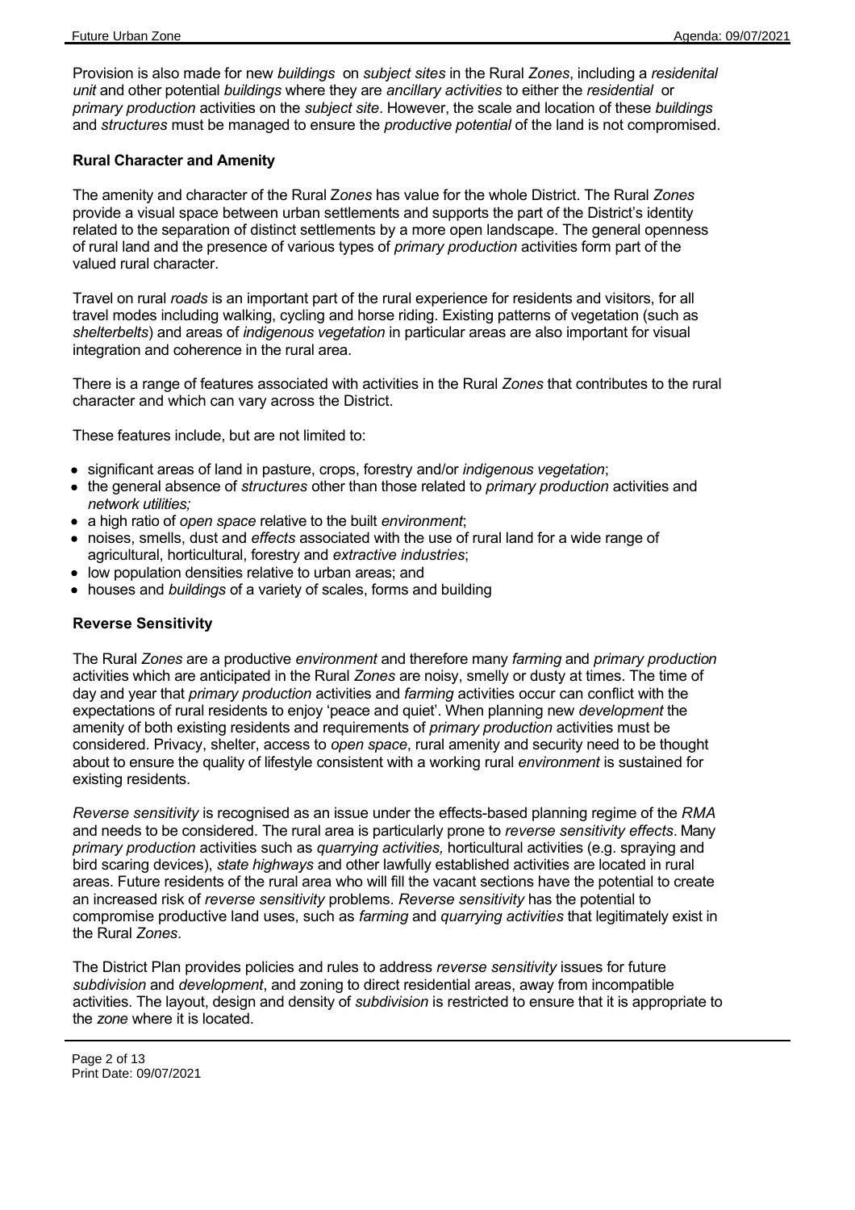Provision is also made for new *buildings* on *subject sites* in the Rural *Zones*, including a *residenital unit* and other potential *buildings* where they are *ancillary activities* to either the *residential* or *primary production* activities on the *subject site*. However, the scale and location of these *buildings* and *structures* must be managed to ensure the *productive potential* of the land is not compromised.

**Rural Character and Amenity**

The amenity and character of the Rural Z*ones* has value for the whole District. The Rural *Zones* provide a visual space between urban settlements and supports the part of the District's identity related to the separation of distinct settlements by a more open landscape. The general openness of rural land and the presence of various types of *primary production* activities form part of the valued rural character.

Travel on rural *roads* is an important part of the rural experience for residents and visitors, for all travel modes including walking, cycling and horse riding. Existing patterns of vegetation (such as *shelterbelts*) and areas of *indigenous vegetation* in particular areas are also important for visual integration and coherence in the rural area.

There is a range of features associated with activities in the Rural *Zones* that contributes to the rural character and which can vary across the District.

These features include, but are not limited to:

- significant areas of land in pasture, crops, forestry and/or *indigenous vegetation*;
- the general absence of *structures* other than those related to *primary production* activities and *network utilities;*
- a high ratio of *open space* relative to the built *environment*;
- noises, smells, dust and *effects* associated with the use of rural land for a wide range of agricultural, horticultural, forestry and *extractive industries*;
- low population densities relative to urban areas; and
- houses and *buildings* of a variety of scales, forms and building

**Reverse Sensitivity**

The Rural *Zones* are a productive *environment* and therefore many *farming* and *primary production* activities which are anticipated in the Rural *Zones* are noisy, smelly or dusty at times. The time of day and year that *primary production* activities and *farming* activities occur can conflict with the expectations of rural residents to enjoy 'peace and quiet'. When planning new *development* the amenity of both existing residents and requirements of *primary production* activities must be considered. Privacy, shelter, access to *open space*, rural amenity and security need to be thought about to ensure the quality of lifestyle consistent with a working rural *environment* is sustained for existing residents.

*Reverse sensitivity* is recognised as an issue under the effects-based planning regime of the *RMA* and needs to be considered. The rural area is particularly prone to *reverse sensitivity effects*. Many *primary production* activities such as *quarrying activities,* horticultural activities (e.g. spraying and bird scaring devices), *state highways* and other lawfully established activities are located in rural areas. Future residents of the rural area who will fill the vacant sections have the potential to create an increased risk of *reverse sensitivity* problems. *Reverse sensitivity* has the potential to compromise productive land uses, such as *farming* and *quarrying activities* that legitimately exist in the Rural *Zones*.

The District Plan provides policies and rules to address *reverse sensitivity* issues for future *subdivision* and *development*, and zoning to direct residential areas, away from incompatible activities. The layout, design and density of *subdivision* is restricted to ensure that it is appropriate to the *zone* where it is located.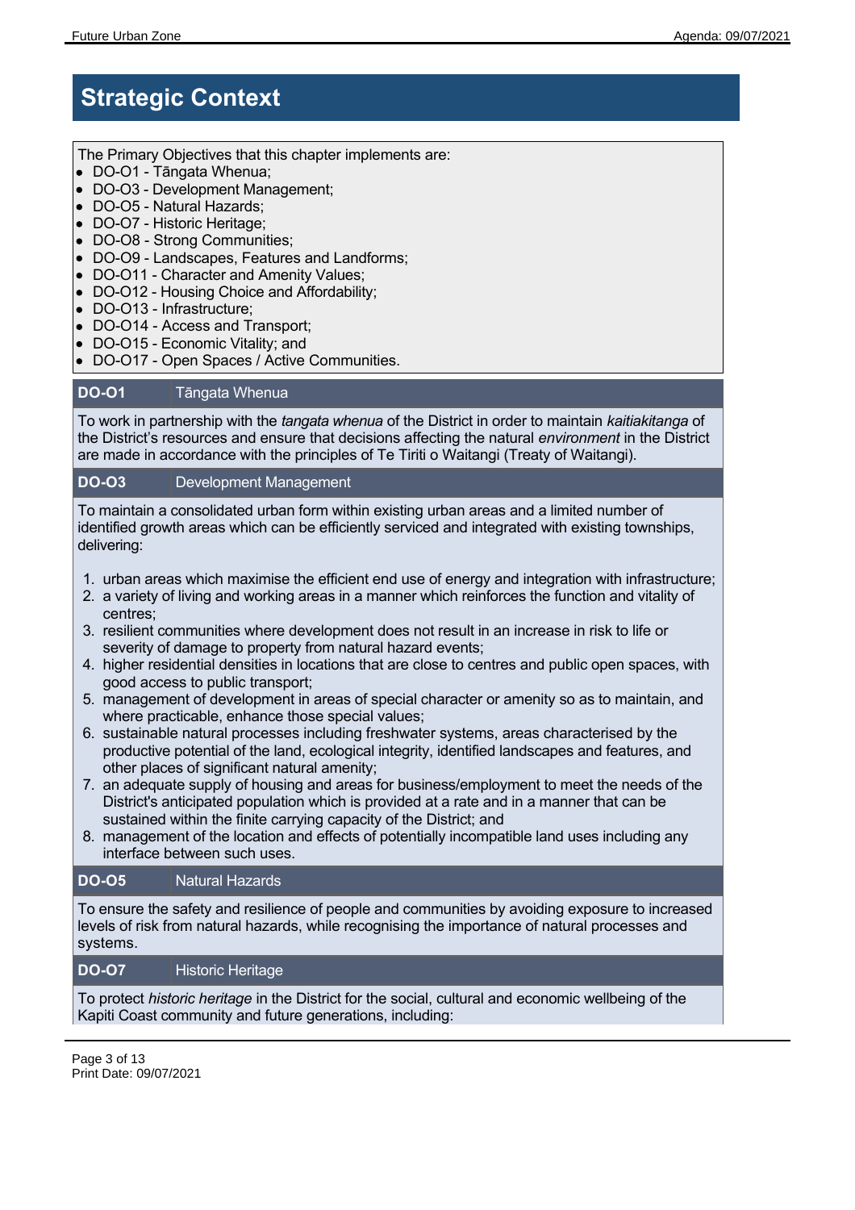# Strategic Context

The Primary Objectives that this chapter implements are:

- DO-O1 - Tāngata Whenua;
- DO-O3 - Development Management;
- DO-O5 - Natural Hazards;
- DO-O7 - Historic Heritage;
- DO-O8 - Strong Communities;
- DO-O9 - Landscapes, Features and Landforms;
- DO-O11 - Character and Amenity Values;
- DO-O12 - Housing Choice and Affordability;
- DO-O13 - Infrastructure;
- DO-O14 - Access and Transport;
- DO-O15 - Economic Vitality; and
- DO-O17 - Open Spaces / Active Communities.

**DO-O1** Tāngata Whenua

To work in partnership with the *tangata whenua* of the District in order to maintain *kaitiakitanga* of the District's resources and ensure that decisions affecting the natural *environment* in the District are made in accordance with the principles of Te Tiriti o Waitangi (Treaty of Waitangi).

**DO-O3** Development Management

To maintain a consolidated urban form within existing urban areas and a limited number of identified growth areas which can be efficiently serviced and integrated with existing townships, delivering:

1. urban areas which maximise the efficient end use of energy and integration with infrastructure;
2. a variety of living and working areas in a manner which reinforces the function and vitality of centres;
3. resilient communities where development does not result in an increase in risk to life or severity of damage to property from natural hazard events;
4. higher residential densities in locations that are close to centres and public open spaces, with good access to public transport;
5. management of development in areas of special character or amenity so as to maintain, and where practicable, enhance those special values;
6. sustainable natural processes including freshwater systems, areas characterised by the productive potential of the land, ecological integrity, identified landscapes and features, and other places of significant natural amenity;
7. an adequate supply of housing and areas for business/employment to meet the needs of the District's anticipated population which is provided at a rate and in a manner that can be sustained within the finite carrying capacity of the District; and
8. management of the location and effects of potentially incompatible land uses including any interface between such uses.

**DO-O5** Natural Hazards

To ensure the safety and resilience of people and communities by avoiding exposure to increased levels of risk from natural hazards, while recognising the importance of natural processes and systems.

**DO-O7** Historic Heritage

To protect *historic heritage* in the District for the social, cultural and economic wellbeing of the Kapiti Coast community and future generations, including: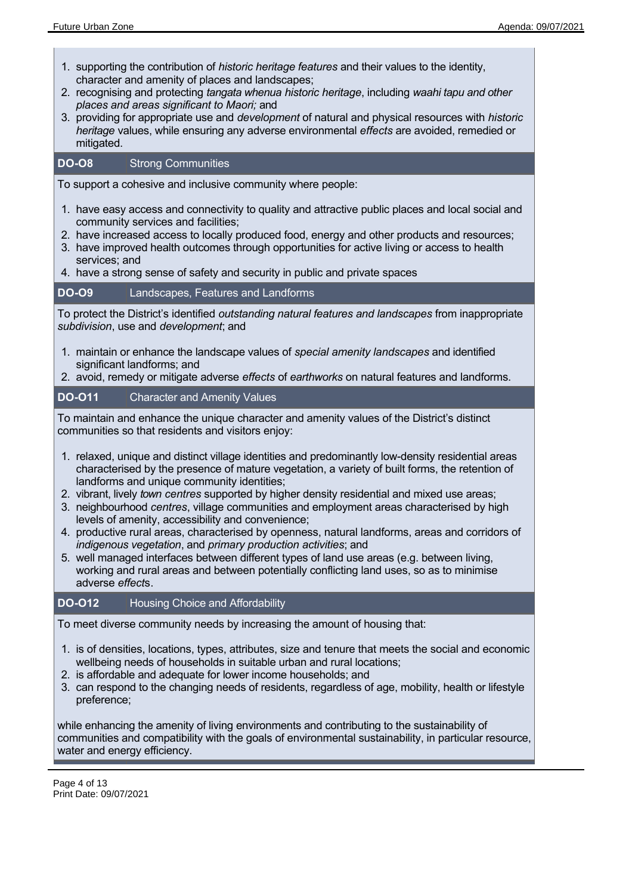1. supporting the contribution of *historic heritage features* and their values to the identity, character and amenity of places and landscapes;
2. recognising and protecting *tangata whenua historic heritage*, including *waahi tapu and other places and areas significant to Maori;* and
3. providing for appropriate use and *development* of natural and physical resources with *historic heritage* values, while ensuring any adverse environmental *effects* are avoided, remedied or mitigated.

## DO-O8 Strong Communities

To support a cohesive and inclusive community where people:

1. have easy access and connectivity to quality and attractive public places and local social and community services and facilities;
2. have increased access to locally produced food, energy and other products and resources;
3. have improved health outcomes through opportunities for active living or access to health services; and
4. have a strong sense of safety and security in public and private spaces

## DO-O9 Landscapes, Features and Landforms

To protect the District's identified *outstanding natural features and landscapes* from inappropriate *subdivision*, use and *development*; and

1. maintain or enhance the landscape values of *special amenity landscapes* and identified significant landforms; and
2. avoid, remedy or mitigate adverse *effects* of *earthworks* on natural features and landforms.

## DO-O11 Character and Amenity Values

To maintain and enhance the unique character and amenity values of the District's distinct communities so that residents and visitors enjoy:

1. relaxed, unique and distinct village identities and predominantly low-density residential areas characterised by the presence of mature vegetation, a variety of built forms, the retention of landforms and unique community identities;
2. vibrant, lively *town centres* supported by higher density residential and mixed use areas;
3. neighbourhood *centres*, village communities and employment areas characterised by high levels of amenity, accessibility and convenience;
4. productive rural areas, characterised by openness, natural landforms, areas and corridors of *indigenous vegetation*, and *primary production activities*; and
5. well managed interfaces between different types of land use areas (e.g. between living, working and rural areas and between potentially conflicting land uses, so as to minimise adverse *effect*s.

## DO-O12 Housing Choice and Affordability

To meet diverse community needs by increasing the amount of housing that:

1. is of densities, locations, types, attributes, size and tenure that meets the social and economic wellbeing needs of households in suitable urban and rural locations;
2. is affordable and adequate for lower income households; and
3. can respond to the changing needs of residents, regardless of age, mobility, health or lifestyle preference;

while enhancing the amenity of living environments and contributing to the sustainability of communities and compatibility with the goals of environmental sustainability, in particular resource, water and energy efficiency.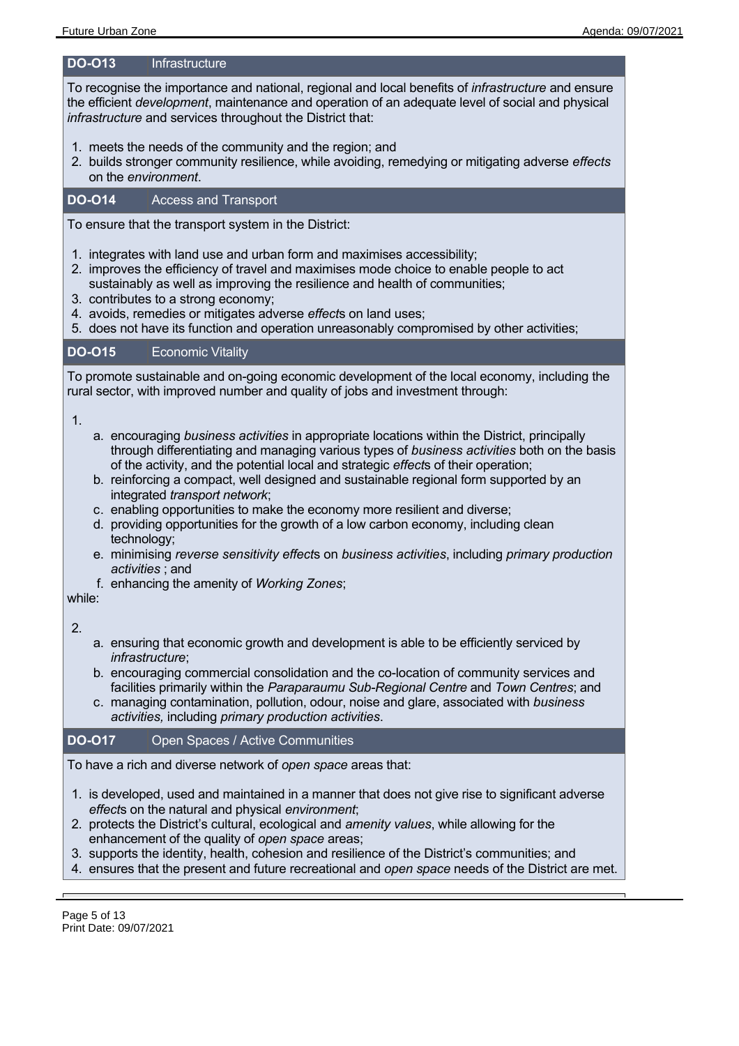## DO-O13 Infrastructure

To recognise the importance and national, regional and local benefits of *infrastructure* and ensure the efficient *development*, maintenance and operation of an adequate level of social and physical *infrastructure* and services throughout the District that:

1. meets the needs of the community and the region; and
2. builds stronger community resilience, while avoiding, remedying or mitigating adverse *effects* on the *environment*.

## DO-O14 Access and Transport

To ensure that the transport system in the District:

1. integrates with land use and urban form and maximises accessibility;
2. improves the efficiency of travel and maximises mode choice to enable people to act sustainably as well as improving the resilience and health of communities;
3. contributes to a strong economy;
4. avoids, remedies or mitigates adverse *effect*s on land uses;
5. does not have its function and operation unreasonably compromised by other activities;

## DO-O15 Economic Vitality

To promote sustainable and on-going economic development of the local economy, including the rural sector, with improved number and quality of jobs and investment through:

1. 
   a. encouraging *business activities* in appropriate locations within the District, principally through differentiating and managing various types of *business activities* both on the basis of the activity, and the potential local and strategic *effect*s of their operation;
   b. reinforcing a compact, well designed and sustainable regional form supported by an integrated *transport network*;
   c. enabling opportunities to make the economy more resilient and diverse;
   d. providing opportunities for the growth of a low carbon economy, including clean technology;
   e. minimising *reverse sensitivity effect*s on *business activities*, including *primary production activities* ; and
   f. enhancing the amenity of *Working Zones*;

while:

2. 
   a. ensuring that economic growth and development is able to be efficiently serviced by *infrastructure*;
   b. encouraging commercial consolidation and the co-location of community services and facilities primarily within the *Paraparaumu Sub-Regional Centre* and *Town Centres*; and
   c. managing contamination, pollution, odour, noise and glare, associated with *business activities,* including *primary production activities*.

## DO-O17 Open Spaces / Active Communities

To have a rich and diverse network of *open space* areas that:

1. is developed, used and maintained in a manner that does not give rise to significant adverse *effect*s on the natural and physical *environment*;
2. protects the District's cultural, ecological and *amenity values*, while allowing for the enhancement of the quality of *open space* areas;
3. supports the identity, health, cohesion and resilience of the District's communities; and
4. ensures that the present and future recreational and *open space* needs of the District are met.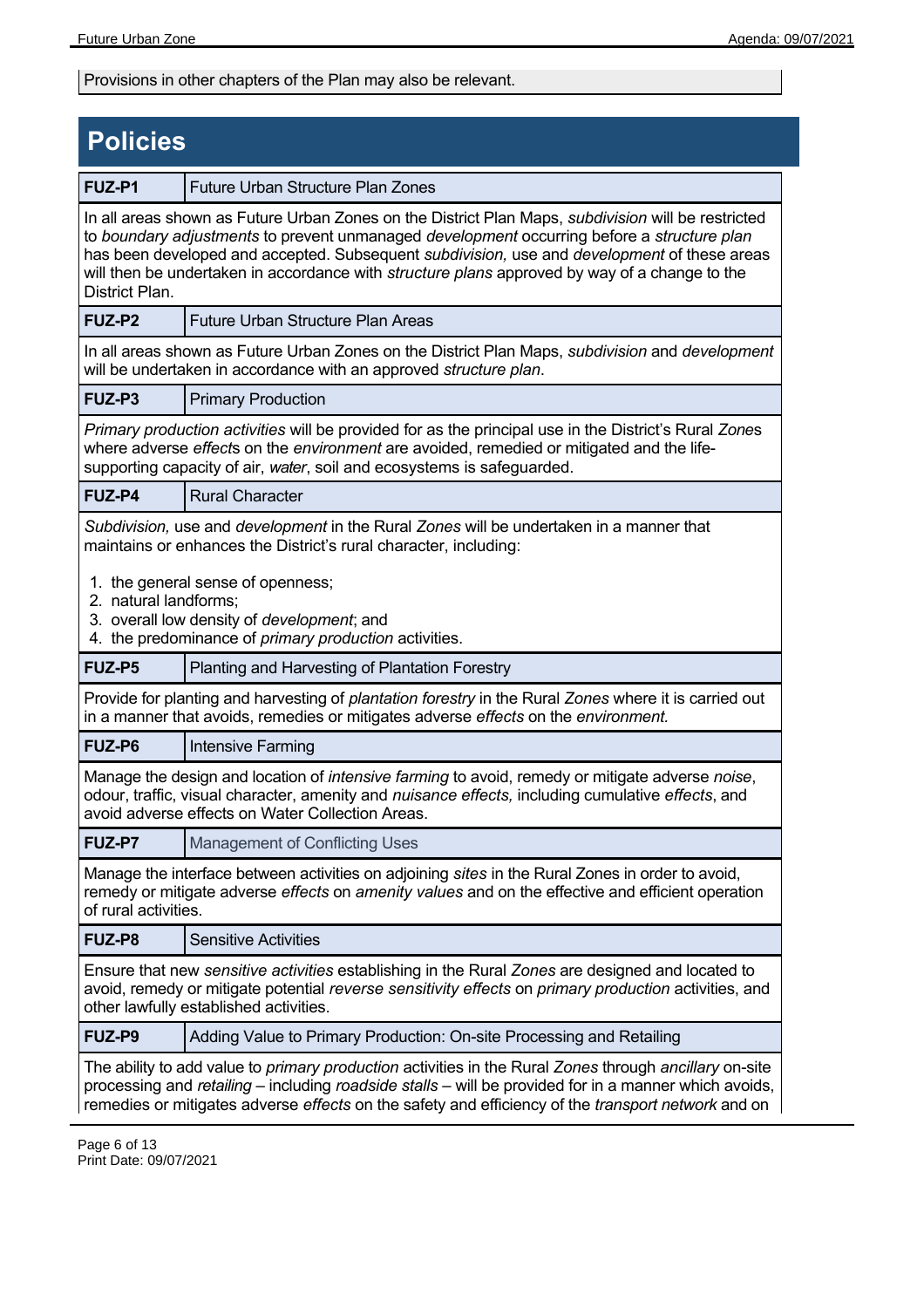Provisions in other chapters of the Plan may also be relevant.

# Policies

| FUZ-P1 | Future Urban Structure Plan Zones |
|---|---|

In all areas shown as Future Urban Zones on the District Plan Maps, *subdivision* will be restricted to *boundary adjustments* to prevent unmanaged *development* occurring before a *structure plan* has been developed and accepted. Subsequent *subdivision,* use and *development* of these areas will then be undertaken in accordance with *structure plans* approved by way of a change to the District Plan.

| FUZ-P2 | Future Urban Structure Plan Areas |
|---|---|

In all areas shown as Future Urban Zones on the District Plan Maps, *subdivision* and *development* will be undertaken in accordance with an approved *structure plan*.

| FUZ-P3 | Primary Production |
|---|---|

*Primary production activities* will be provided for as the principal use in the District's Rural *Zones* where adverse *effect*s on the *environment* are avoided, remedied or mitigated and the life-supporting capacity of air, *water*, soil and ecosystems is safeguarded.

| FUZ-P4 | Rural Character |
|---|---|

*Subdivision,* use and *development* in the Rural *Zones* will be undertaken in a manner that maintains or enhances the District's rural character, including:

1. the general sense of openness;
2. natural landforms;
3. overall low density of *development*; and
4. the predominance of *primary production* activities.

| FUZ-P5 | Planting and Harvesting of Plantation Forestry |
|---|---|

Provide for planting and harvesting of *plantation forestry* in the Rural *Zones* where it is carried out in a manner that avoids, remedies or mitigates adverse *effects* on the *environment.*

| FUZ-P6 | Intensive Farming |
|---|---|

Manage the design and location of *intensive farming* to avoid, remedy or mitigate adverse *noise*, odour, traffic, visual character, amenity and *nuisance effects,* including cumulative *effects*, and avoid adverse effects on Water Collection Areas.

| FUZ-P7 | Management of Conflicting Uses |
|---|---|

Manage the interface between activities on adjoining *sites* in the Rural Zones in order to avoid, remedy or mitigate adverse *effects* on *amenity values* and on the effective and efficient operation of rural activities.

| FUZ-P8 | Sensitive Activities |
|---|---|

Ensure that new *sensitive activities* establishing in the Rural *Zones* are designed and located to avoid, remedy or mitigate potential *reverse sensitivity effects* on *primary production* activities, and other lawfully established activities.

| FUZ-P9 | Adding Value to Primary Production: On-site Processing and Retailing |
|---|---|

The ability to add value to *primary production* activities in the Rural *Zones* through *ancillary* on-site processing and *retailing* – including *roadside stalls* – will be provided for in a manner which avoids, remedies or mitigates adverse *effects* on the safety and efficiency of the *transport network* and on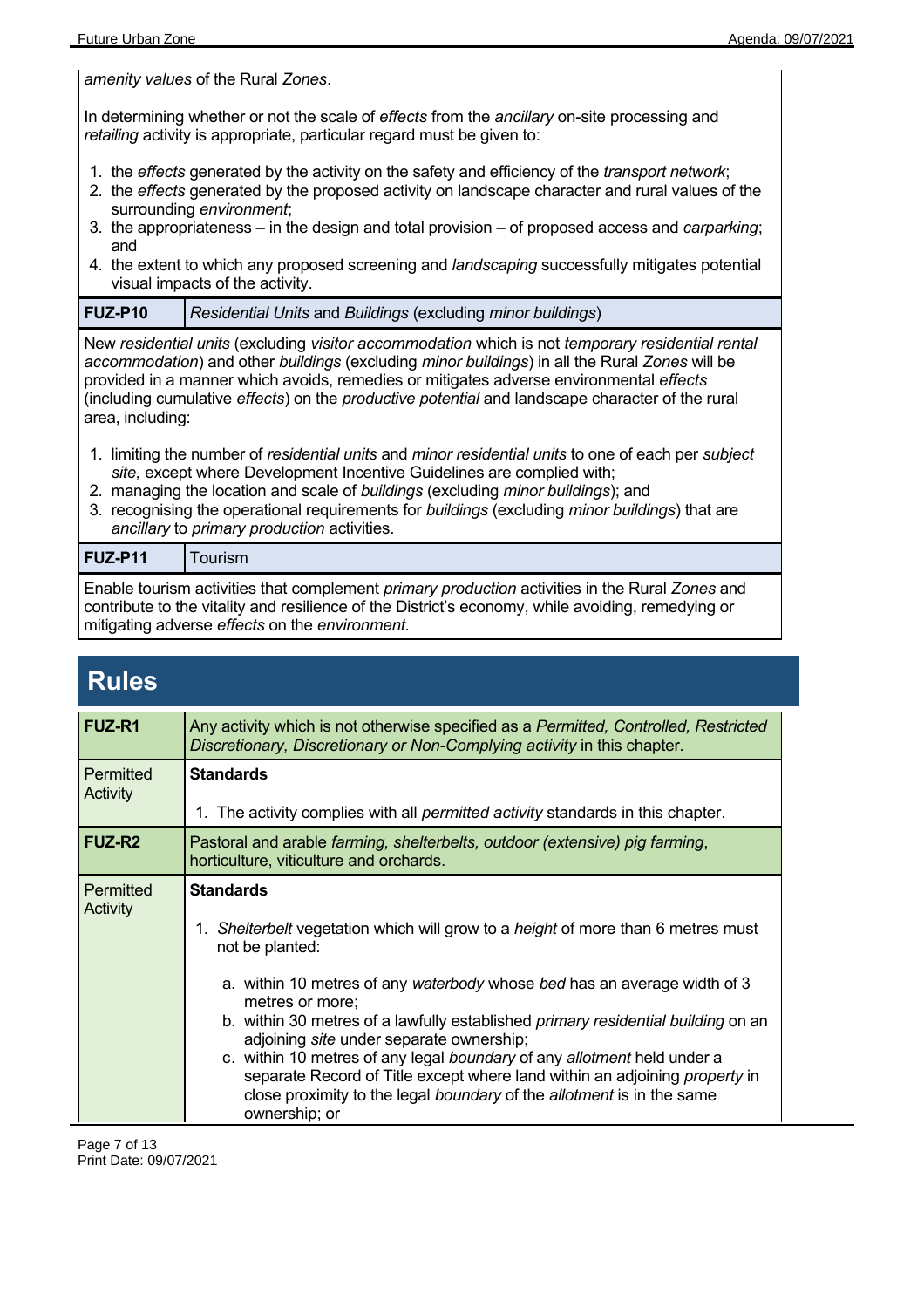*amenity values* of the Rural *Zones*.

In determining whether or not the scale of *effects* from the *ancillary* on-site processing and *retailing* activity is appropriate, particular regard must be given to:

1. the *effects* generated by the activity on the safety and efficiency of the *transport network*;
2. the *effects* generated by the proposed activity on landscape character and rural values of the surrounding *environment*;
3. the appropriateness – in the design and total provision – of proposed access and *carparking*; and
4. the extent to which any proposed screening and *landscaping* successfully mitigates potential visual impacts of the activity.

| **FUZ-P10** | *Residential Units* and *Buildings* (excluding *minor buildings*) |
|---|---|

New *residential units* (excluding *visitor accommodation* which is not *temporary residential rental accommodation*) and other *buildings* (excluding *minor buildings*) in all the Rural *Zones* will be provided in a manner which avoids, remedies or mitigates adverse environmental *effects* (including cumulative *effects*) on the *productive potential* and landscape character of the rural area, including:

1. limiting the number of *residential units* and *minor residential units* to one of each per *subject site,* except where Development Incentive Guidelines are complied with;
2. managing the location and scale of *buildings* (excluding *minor buildings*); and
3. recognising the operational requirements for *buildings* (excluding *minor buildings*) that are *ancillary* to *primary production* activities.

| **FUZ-P11** | Tourism |
|---|---|

Enable tourism activities that complement *primary production* activities in the Rural *Zones* and contribute to the vitality and resilience of the District's economy, while avoiding, remedying or mitigating adverse *effects* on the *environment.*

# Rules

| **FUZ-R1** | Any activity which is not otherwise specified as a *Permitted, Controlled, Restricted Discretionary, Discretionary or Non-Complying activity* in this chapter. |
|---|---|
| Permitted Activity | **Standards**<br><br>1. The activity complies with all *permitted activity* standards in this chapter. |
| **FUZ-R2** | Pastoral and arable *farming, shelterbelts, outdoor (extensive) pig farming*, horticulture, viticulture and orchards. |
| Permitted Activity | **Standards**<br><br>1. *Shelterbelt* vegetation which will grow to a *height* of more than 6 metres must not be planted:<br><br>a. within 10 metres of any *waterbody* whose *bed* has an average width of 3 metres or more;<br>b. within 30 metres of a lawfully established *primary residential building* on an adjoining *site* under separate ownership;<br>c. within 10 metres of any legal *boundary* of any *allotment* held under a separate Record of Title except where land within an adjoining *property* in close proximity to the legal *boundary* of the *allotment* is in the same ownership; or |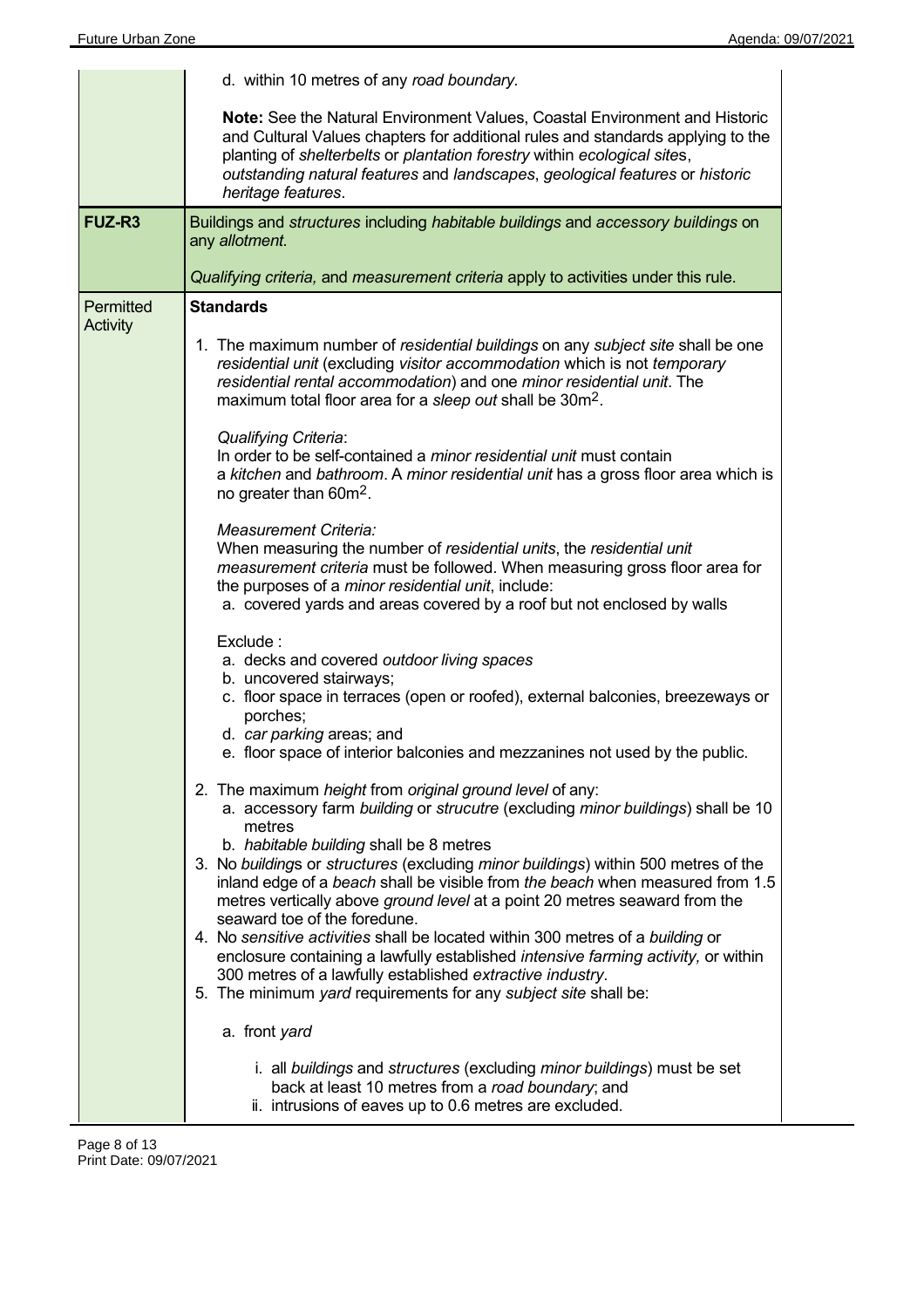| | |
|---|---|
| | d. within 10 metres of any *road boundary*.<br><br>**Note:** See the Natural Environment Values, Coastal Environment and Historic and Cultural Values chapters for additional rules and standards applying to the planting of *shelterbelts* or *plantation forestry* within *ecological site*s, *outstanding natural features* and *landscapes*, *geological features* or *historic heritage features*. |
| **FUZ-R3** | Buildings and *structures* including *habitable buildings* and *accessory buildings* on any *allotment.*<br><br>*Qualifying criteria,* and *measurement criteria* apply to activities under this rule. |
| Permitted Activity | **Standards**<br><br>1. The maximum number of *residential buildings* on any *subject site* shall be one *residential unit* (excluding *visitor accommodation* which is not *temporary residential rental accommodation*) and one *minor residential unit*. The maximum total floor area for a *sleep out* shall be $30m^2$.<br><br>*Qualifying Criteria*:<br>In order to be self-contained a *minor residential unit* must contain a *kitchen* and *bathroom*. A *minor residential unit* has a gross floor area which is no greater than $60m^2$.<br><br>*Measurement Criteria:*<br>When measuring the number of *residential units*, the *residential unit measurement criteria* must be followed. When measuring gross floor area for the purposes of a *minor residential unit*, include:<br>a. covered yards and areas covered by a roof but not enclosed by walls<br><br>Exclude :<br>a. decks and covered *outdoor living spaces*<br>b. uncovered stairways;<br>c. floor space in terraces (open or roofed), external balconies, breezeways or porches;<br>d. *car parking* areas; and<br>e. floor space of interior balconies and mezzanines not used by the public.<br><br>2. The maximum *height* from *original ground level* of any:<br>a. accessory farm *building* or *strucutre* (excluding *minor buildings*) shall be 10 metres<br>b. *habitable building* shall be 8 metres<br>3. No *building*s or *structures* (excluding *minor buildings*) within 500 metres of the inland edge of a *beach* shall be visible from *the beach* when measured from 1.5 metres vertically above *ground level* at a point 20 metres seaward from the seaward toe of the foredune.<br>4. No *sensitive activities* shall be located within 300 metres of a *building* or enclosure containing a lawfully established *intensive farming activity,* or within 300 metres of a lawfully established *extractive industry*.<br>5. The minimum *yard* requirements for any *subject site* shall be:<br><br>a. front *yard*<br><br>i. all *buildings* and *structures* (excluding *minor buildings*) must be set back at least 10 metres from a *road boundary*; and<br>ii. intrusions of eaves up to 0.6 metres are excluded. |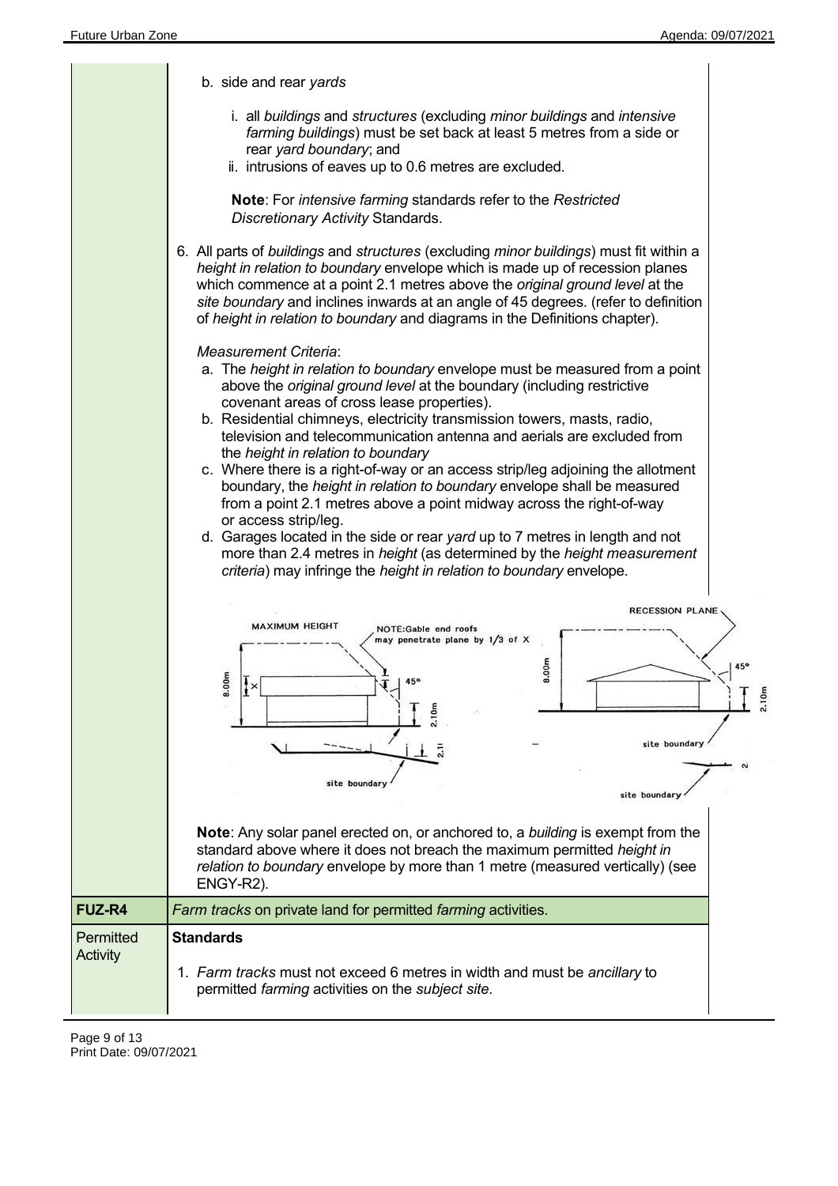|  |  |
| --- | --- |
|  | b. side and rear *yards*<br><br>i. all *buildings* and *structures* (excluding *minor buildings* and *intensive farming buildings*) must be set back at least 5 metres from a side or rear *yard boundary*; and<br>ii. intrusions of eaves up to 0.6 metres are excluded.<br><br>**Note**: For *intensive farming* standards refer to the *Restricted Discretionary Activity* Standards.<br><br>6. All parts of *buildings* and *structures* (excluding *minor buildings*) must fit within a *height in relation to boundary* envelope which is made up of recession planes which commence at a point 2.1 metres above the *original ground level* at the *site boundary* and inclines inwards at an angle of 45 degrees. (refer to definition of *height in relation to boundary* and diagrams in the Definitions chapter).<br><br>*Measurement Criteria*:<br>a. The *height in relation to boundary* envelope must be measured from a point above the *original ground level* at the boundary (including restrictive covenant areas of cross lease properties).<br>b. Residential chimneys, electricity transmission towers, masts, radio, television and telecommunication antenna and aerials are excluded from the *height in relation to boundary*<br>c. Where there is a right-of-way or an access strip/leg adjoining the allotment boundary, the *height in relation to boundary* envelope shall be measured from a point 2.1 metres above a point midway across the right-of-way or access strip/leg.<br>d. Garages located in the side or rear *yard* up to 7 metres in length and not more than 2.4 metres in *height* (as determined by the *height measurement criteria*) may infringe the *height in relation to boundary* envelope.<br><br>MAXIMUM HEIGHT — NOTE: Gable end roofs may penetrate plane by 1/3 of X — 8.00m — 45° — 2.10m — site boundary — RECESSION PLANE — 8.00m — 45° — 2.10m — site boundary — site boundary<br><br>**Note**: Any solar panel erected on, or anchored to, a *building* is exempt from the standard above where it does not breach the maximum permitted *height in relation to boundary* envelope by more than 1 metre (measured vertically) (see ENGY-R2). |
| **FUZ-R4** | *Farm tracks* on private land for permitted *farming* activities. |
| Permitted Activity | **Standards**<br><br>1. *Farm tracks* must not exceed 6 metres in width and must be *ancillary* to permitted *farming* activities on the *subject site*. |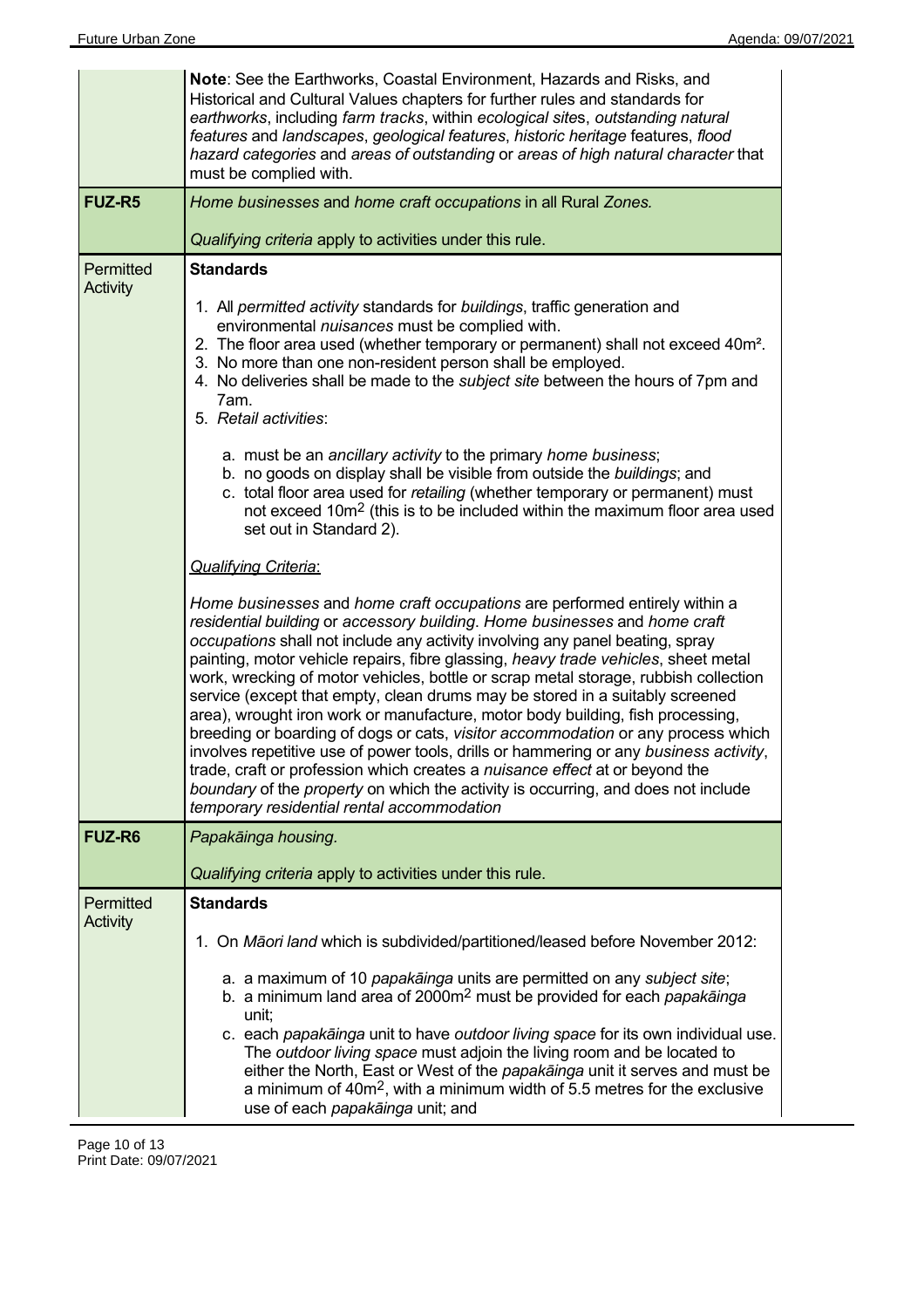| | |
|---|---|
| | **Note**: See the Earthworks, Coastal Environment, Hazards and Risks, and Historical and Cultural Values chapters for further rules and standards for *earthworks*, including *farm tracks*, within *ecological sites*, *outstanding natural features* and *landscapes*, *geological features*, *historic heritage* features, *flood hazard categories* and *areas of outstanding* or *areas of high natural character* that must be complied with. |
| **FUZ-R5** | *Home businesses* and *home craft occupations* in all Rural *Zones.*<br><br>*Qualifying criteria* apply to activities under this rule. |
| Permitted Activity | **Standards**<br><br>1. All *permitted activity* standards for *buildings*, traffic generation and environmental *nuisances* must be complied with.<br>2. The floor area used (whether temporary or permanent) shall not exceed 40m².<br>3. No more than one non-resident person shall be employed.<br>4. No deliveries shall be made to the *subject site* between the hours of 7pm and 7am.<br>5. *Retail activities*:<br><br>a. must be an *ancillary activity* to the primary *home business*;<br>b. no goods on display shall be visible from outside the *buildings*; and<br>c. total floor area used for *retailing* (whether temporary or permanent) must not exceed $10m^2$ (this is to be included within the maximum floor area used set out in Standard 2).<br><br>*Qualifying Criteria*:<br><br>*Home businesses* and *home craft occupations* are performed entirely within a *residential building* or *accessory building*. *Home businesses* and *home craft occupations* shall not include any activity involving any panel beating, spray painting, motor vehicle repairs, fibre glassing, *heavy trade vehicles*, sheet metal work, wrecking of motor vehicles, bottle or scrap metal storage, rubbish collection service (except that empty, clean drums may be stored in a suitably screened area), wrought iron work or manufacture, motor body building, fish processing, breeding or boarding of dogs or cats, *visitor accommodation* or any process which involves repetitive use of power tools, drills or hammering or any *business activity*, trade, craft or profession which creates a *nuisance effect* at or beyond the *boundary* of the *property* on which the activity is occurring, and does not include *temporary residential rental accommodation* |
| **FUZ-R6** | *Papakāinga housing.*<br><br>*Qualifying criteria* apply to activities under this rule. |
| Permitted Activity | **Standards**<br><br>1. On *Māori land* which is subdivided/partitioned/leased before November 2012:<br><br>a. a maximum of 10 *papakāinga* units are permitted on any *subject site*;<br>b. a minimum land area of $2000m^2$ must be provided for each *papakāinga* unit;<br>c. each *papakāinga* unit to have *outdoor living space* for its own individual use. The *outdoor living space* must adjoin the living room and be located to either the North, East or West of the *papakāinga* unit it serves and must be a minimum of $40m^2$, with a minimum width of 5.5 metres for the exclusive use of each *papakāinga* unit; and |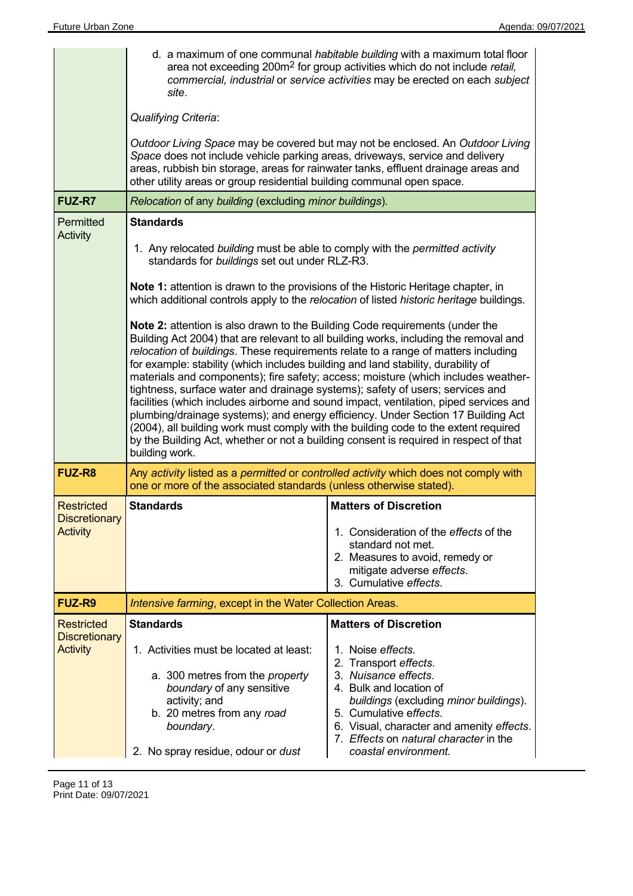| | | |
|---|---|---|
| | d. a maximum of one communal *habitable building* with a maximum total floor area not exceeding 200m$^2$ for group activities which do not include *retail, commercial, industrial* or *service activities* may be erected on each *subject site*.<br><br>*Qualifying Criteria*:<br><br>*Outdoor Living Space* may be covered but may not be enclosed. An *Outdoor Living Space* does not include vehicle parking areas, driveways, service and delivery areas, rubbish bin storage, areas for rainwater tanks, effluent drainage areas and other utility areas or group residential building communal open space. | |
| **FUZ-R7** | *Relocation* of any *building* (excluding *minor buildings*). | |
| Permitted Activity | **Standards**<br><br>1. Any relocated *building* must be able to comply with the *permitted activity* standards for *buildings* set out under RLZ-R3.<br><br>**Note 1:** attention is drawn to the provisions of the Historic Heritage chapter, in which additional controls apply to the *relocation* of listed *historic heritage* buildings.<br><br>**Note 2:** attention is also drawn to the Building Code requirements (under the Building Act 2004) that are relevant to all building works, including the removal and *relocation* of *buildings*. These requirements relate to a range of matters including for example: stability (which includes building and land stability, durability of materials and components); fire safety; access; moisture (which includes weather-tightness, surface water and drainage systems); safety of users; services and facilities (which includes airborne and sound impact, ventilation, piped services and plumbing/drainage systems); and energy efficiency. Under Section 17 Building Act (2004), all building work must comply with the building code to the extent required by the Building Act, whether or not a building consent is required in respect of that building work. | |
| **FUZ-R8** | Any *activity* listed as a *permitted* or *controlled activity* which does not comply with one or more of the associated standards (unless otherwise stated). | |
| Restricted Discretionary Activity | **Standards** | **Matters of Discretion**<br><br>1. Consideration of the *effects* of the standard not met.<br>2. Measures to avoid, remedy or mitigate adverse *effects*.<br>3. Cumulative *effects*. |
| **FUZ-R9** | *Intensive farming*, except in the Water Collection Areas. | |
| Restricted Discretionary Activity | **Standards**<br><br>1. Activities must be located at least:<br><br>a. 300 metres from the *property boundary* of any sensitive activity; and<br>b. 20 metres from any *road boundary*.<br><br>2. No spray residue, odour or *dust* | **Matters of Discretion**<br><br>1. Noise *effects*.<br>2. Transport *effects*.<br>3. *Nuisance effects*.<br>4. Bulk and location of *buildings* (excluding *minor buildings*).<br>5. Cumulative *effects*.<br>6. Visual, character and amenity *effects*.<br>7. *Effects* on *natural character* in the coastal environment. |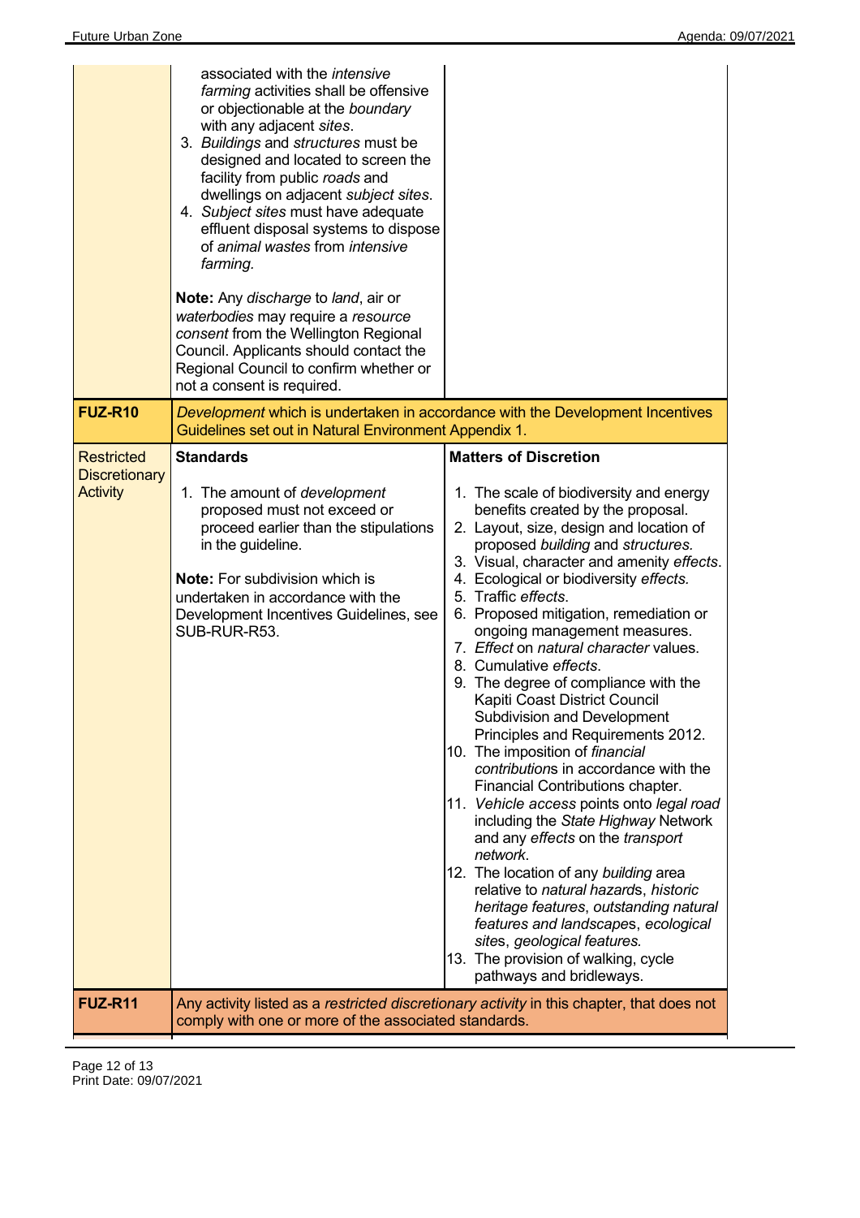| | | |
|---|---|---|
| | associated with the *intensive farming* activities shall be offensive or objectionable at the *boundary* with any adjacent *sites*.<br>3. *Buildings* and *structures* must be designed and located to screen the facility from public *roads* and dwellings on adjacent *subject sites*.<br>4. *Subject sites* must have adequate effluent disposal systems to dispose of *animal wastes* from *intensive farming*.<br><br>**Note:** Any *discharge* to *land*, air or *waterbodies* may require a *resource consent* from the Wellington Regional Council. Applicants should contact the Regional Council to confirm whether or not a consent is required. | |
| **FUZ-R10** | *Development* which is undertaken in accordance with the Development Incentives Guidelines set out in Natural Environment Appendix 1. | |
| Restricted Discretionary Activity | **Standards**<br><br>1. The amount of *development* proposed must not exceed or proceed earlier than the stipulations in the guideline.<br><br>**Note:** For subdivision which is undertaken in accordance with the Development Incentives Guidelines, see SUB-RUR-R53. | **Matters of Discretion**<br><br>1. The scale of biodiversity and energy benefits created by the proposal.<br>2. Layout, size, design and location of proposed *building* and *structures.*<br>3. Visual, character and amenity *effects*.<br>4. Ecological or biodiversity *effects.*<br>5. Traffic *effects*.<br>6. Proposed mitigation, remediation or ongoing management measures.<br>7. *Effect* on *natural character* values.<br>8. Cumulative *effects*.<br>9. The degree of compliance with the Kapiti Coast District Council Subdivision and Development Principles and Requirements 2012.<br>10. The imposition of *financial contribution*s in accordance with the Financial Contributions chapter.<br>11. *Vehicle access* points onto *legal road* including the *State Highway* Network and any *effects* on the *transport network*.<br>12. The location of any *building* area relative to *natural hazard*s, *historic heritage features*, *outstanding natural features and landscape*s, *ecological site*s, *geological features.*<br>13. The provision of walking, cycle pathways and bridleways. |
| **FUZ-R11** | Any activity listed as a *restricted discretionary activity* in this chapter, that does not comply with one or more of the associated standards. | |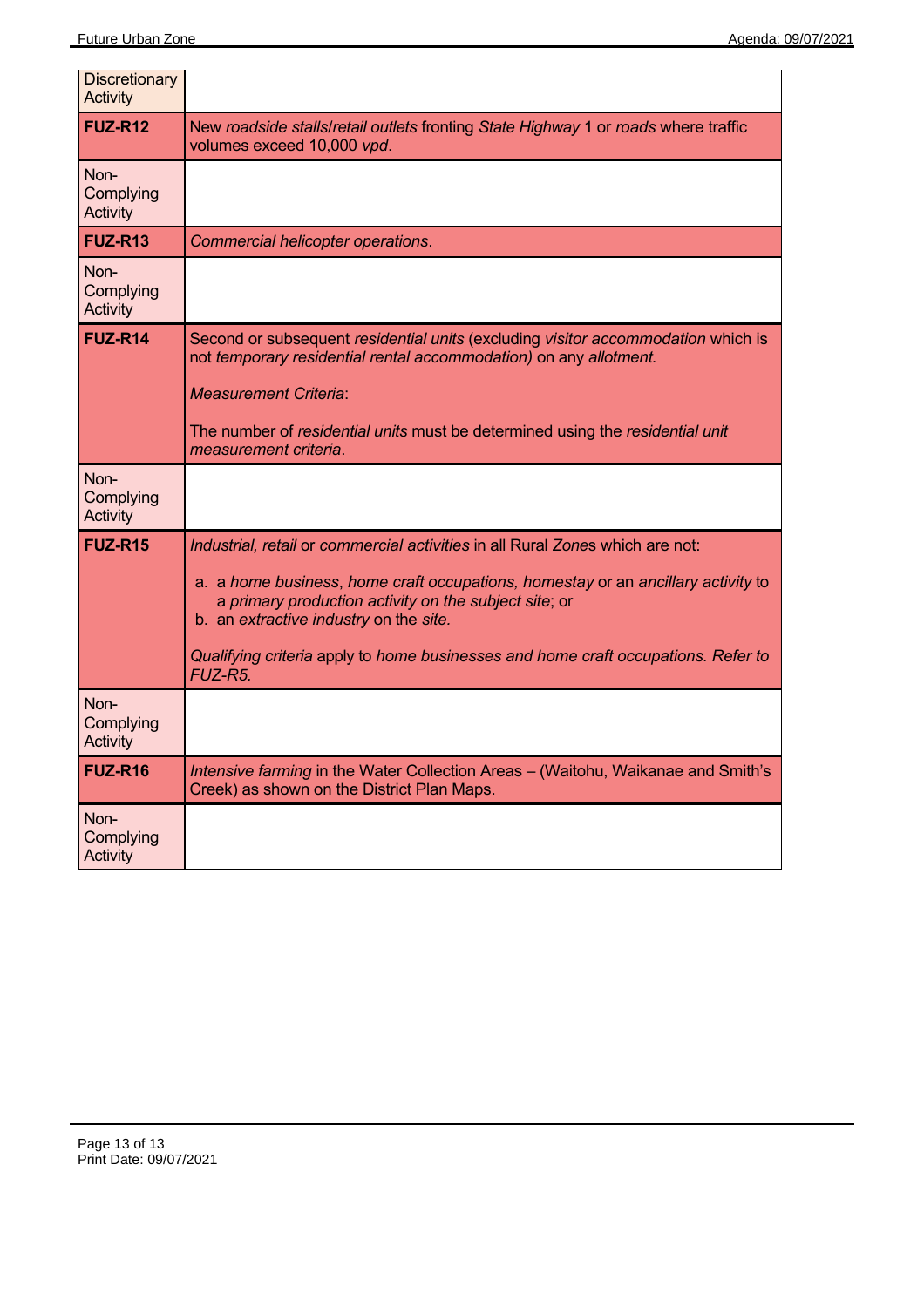| | |
|---|---|
| Discretionary Activity | |
| **FUZ-R12** | New *roadside stalls*/*retail outlets* fronting *State Highway* 1 or *roads* where traffic volumes exceed 10,000 *vpd*. |
| Non-Complying Activity | |
| **FUZ-R13** | *Commercial helicopter operations*. |
| Non-Complying Activity | |
| **FUZ-R14** | Second or subsequent *residential units* (excluding *visitor accommodation* which is not *temporary residential rental accommodation)* on any *allotment.*<br><br>*Measurement Criteria*:<br><br>The number of *residential units* must be determined using the *residential unit measurement criteria*. |
| Non-Complying Activity | |
| **FUZ-R15** | *Industrial, retail* or *commercial activities* in all Rural *Zone*s which are not:<br><br>a. a *home business*, *home craft occupations, homestay* or an *ancillary activity* to a *primary production activity on the subject site*; or<br>b. an *extractive industry* on the *site.*<br><br>*Qualifying criteria* apply to *home businesses and home craft occupations. Refer to FUZ-R5.* |
| Non-Complying Activity | |
| **FUZ-R16** | *Intensive farming* in the Water Collection Areas – (Waitohu, Waikanae and Smith's Creek) as shown on the District Plan Maps. |
| Non-Complying Activity | |